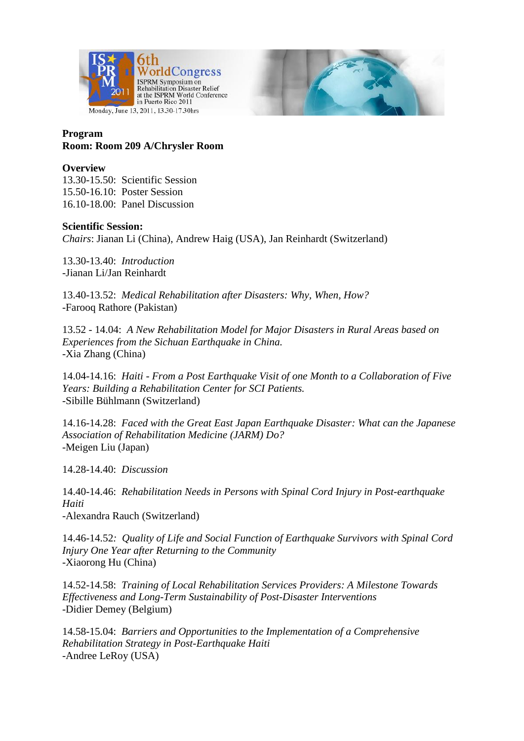6th World Congress
ISPRM Symposium on Rehabilitation Disaster Relief at the ISPRM World Conference in Puerto Rico 2011
Monday, June 13, 2011, 13.30-17.30hrs

**Program**
**Room: Room 209 A/Chrysler Room**

**Overview**
13.30-15.50: Scientific Session
15.50-16.10: Poster Session
16.10-18.00: Panel Discussion

**Scientific Session:**
*Chairs*: Jianan Li (China), Andrew Haig (USA), Jan Reinhardt (Switzerland)

13.30-13.40: *Introduction*
-Jianan Li/Jan Reinhardt

13.40-13.52: *Medical Rehabilitation after Disasters: Why, When, How?*
-Farooq Rathore (Pakistan)

13.52 - 14.04: *A New Rehabilitation Model for Major Disasters in Rural Areas based on Experiences from the Sichuan Earthquake in China.*
-Xia Zhang (China)

14.04-14.16: *Haiti - From a Post Earthquake Visit of one Month to a Collaboration of Five Years: Building a Rehabilitation Center for SCI Patients.*
-Sibille Bühlmann (Switzerland)

14.16-14.28: *Faced with the Great East Japan Earthquake Disaster: What can the Japanese Association of Rehabilitation Medicine (JARM) Do?*
-Meigen Liu (Japan)

14.28-14.40: *Discussion*

14.40-14.46: *Rehabilitation Needs in Persons with Spinal Cord Injury in Post-earthquake Haiti*
-Alexandra Rauch (Switzerland)

14.46-14.52*: Quality of Life and Social Function of Earthquake Survivors with Spinal Cord Injury One Year after Returning to the Community*
-Xiaorong Hu (China)

14.52-14.58: *Training of Local Rehabilitation Services Providers: A Milestone Towards Effectiveness and Long-Term Sustainability of Post-Disaster Interventions*
-Didier Demey (Belgium)

14.58-15.04: *Barriers and Opportunities to the Implementation of a Comprehensive Rehabilitation Strategy in Post-Earthquake Haiti*
-Andree LeRoy (USA)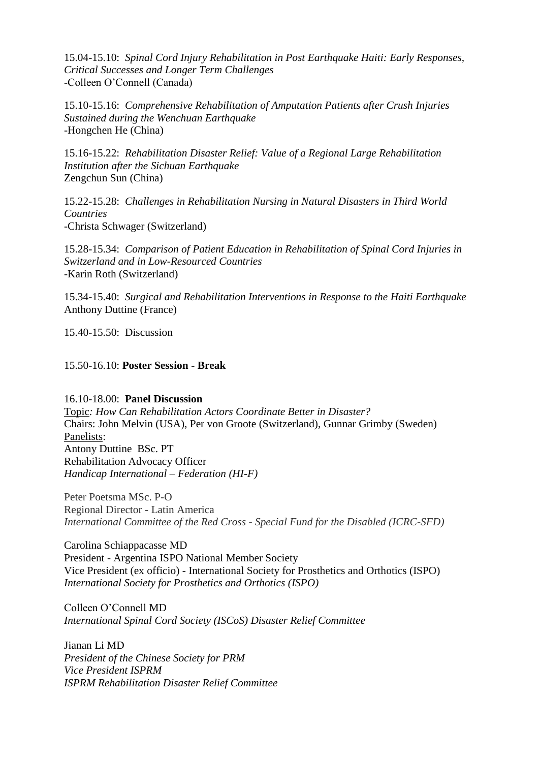15.04-15.10: *Spinal Cord Injury Rehabilitation in Post Earthquake Haiti: Early Responses, Critical Successes and Longer Term Challenges*
-Colleen O'Connell (Canada)

15.10-15.16: *Comprehensive Rehabilitation of Amputation Patients after Crush Injuries Sustained during the Wenchuan Earthquake*
-Hongchen He (China)

15.16-15.22: *Rehabilitation Disaster Relief: Value of a Regional Large Rehabilitation Institution after the Sichuan Earthquake*
Zengchun Sun (China)

15.22-15.28: *Challenges in Rehabilitation Nursing in Natural Disasters in Third World Countries*
-Christa Schwager (Switzerland)

15.28-15.34: *Comparison of Patient Education in Rehabilitation of Spinal Cord Injuries in Switzerland and in Low-Resourced Countries*
-Karin Roth (Switzerland)

15.34-15.40: *Surgical and Rehabilitation Interventions in Response to the Haiti Earthquake*
Anthony Duttine (France)

15.40-15.50: Discussion

15.50-16.10: **Poster Session - Break**

16.10-18.00: **Panel Discussion**
Topic*: How Can Rehabilitation Actors Coordinate Better in Disaster?*
Chairs: John Melvin (USA), Per von Groote (Switzerland), Gunnar Grimby (Sweden)
Panelists:
Antony Duttine BSc. PT
Rehabilitation Advocacy Officer
*Handicap International – Federation (HI-F)*

Peter Poetsma MSc. P-O
Regional Director - Latin America
*International Committee of the Red Cross - Special Fund for the Disabled (ICRC-SFD)*

Carolina Schiappacasse MD
President - Argentina ISPO National Member Society
Vice President (ex officio) - International Society for Prosthetics and Orthotics (ISPO)
*International Society for Prosthetics and Orthotics (ISPO)*

Colleen O'Connell MD
*International Spinal Cord Society (ISCoS) Disaster Relief Committee*

Jianan Li MD
*President of the Chinese Society for PRM*
*Vice President ISPRM*
*ISPRM Rehabilitation Disaster Relief Committee*